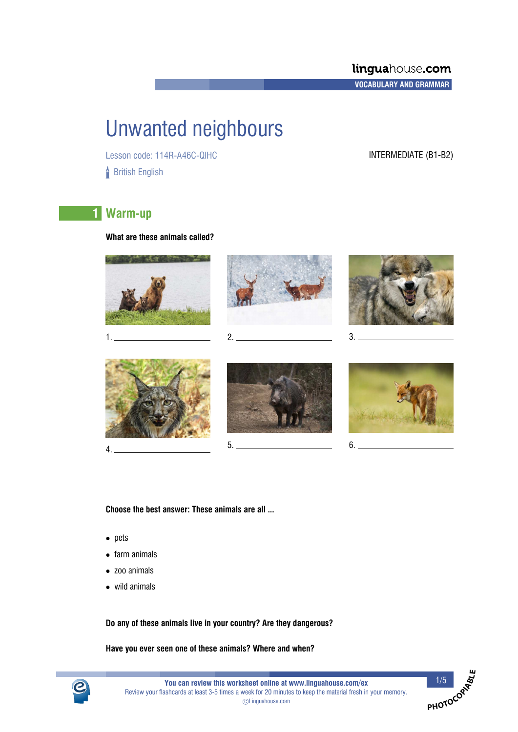# Unwanted neighbours

Lesson code: 114R-A46C-QIHC

British English

INTERMEDIATE (B1-B2)

## 1 Warm-up

**What are these animals called?**

1. ____________________
2. ____________________
3. ____________________
4. ____________________
5. ____________________
6. ____________________

**Choose the best answer: These animals are all ...**

- pets
- farm animals
- zoo animals
- wild animals

**Do any of these animals live in your country? Are they dangerous?**

**Have you ever seen one of these animals? Where and when?**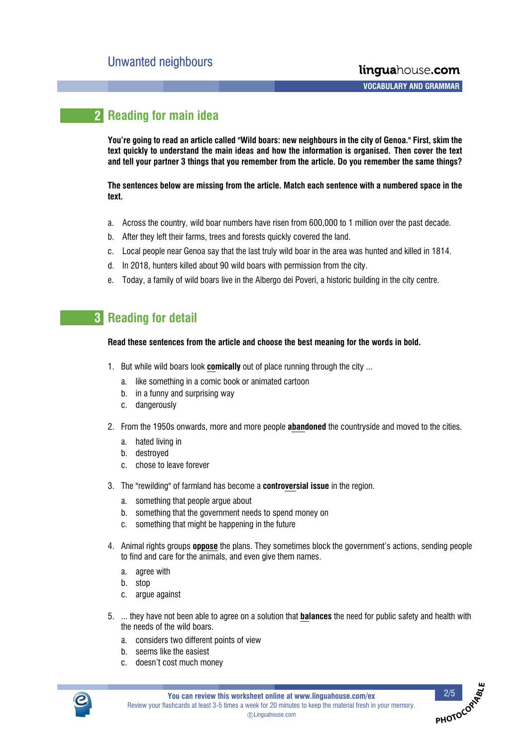## 2 Reading for main idea

**You're going to read an article called "Wild boars: new neighbours in the city of Genoa." First, skim the text quickly to understand the main ideas and how the information is organised. Then cover the text and tell your partner 3 things that you remember from the article. Do you remember the same things?**

**The sentences below are missing from the article. Match each sentence with a numbered space in the text.**

a. Across the country, wild boar numbers have risen from 600,000 to 1 million over the past decade.
b. After they left their farms, trees and forests quickly covered the land.
c. Local people near Genoa say that the last truly wild boar in the area was hunted and killed in 1814.
d. In 2018, hunters killed about 90 wild boars with permission from the city.
e. Today, a family of wild boars live in the Albergo dei Poveri, a historic building in the city centre.

## 3 Reading for detail

**Read these sentences from the article and choose the best meaning for the words in bold.**

1. But while wild boars look **comically** out of place running through the city ...
   a. like something in a comic book or animated cartoon
   b. in a funny and surprising way
   c. dangerously

2. From the 1950s onwards, more and more people **abandoned** the countryside and moved to the cities.
   a. hated living in
   b. destroyed
   c. chose to leave forever

3. The "rewilding" of farmland has become a **controversial issue** in the region.
   a. something that people argue about
   b. something that the government needs to spend money on
   c. something that might be happening in the future

4. Animal rights groups **oppose** the plans. They sometimes block the government's actions, sending people to find and care for the animals, and even give them names.
   a. agree with
   b. stop
   c. argue against

5. ... they have not been able to agree on a solution that **balances** the need for public safety and health with the needs of the wild boars.
   a. considers two different points of view
   b. seems like the easiest
   c. doesn't cost much money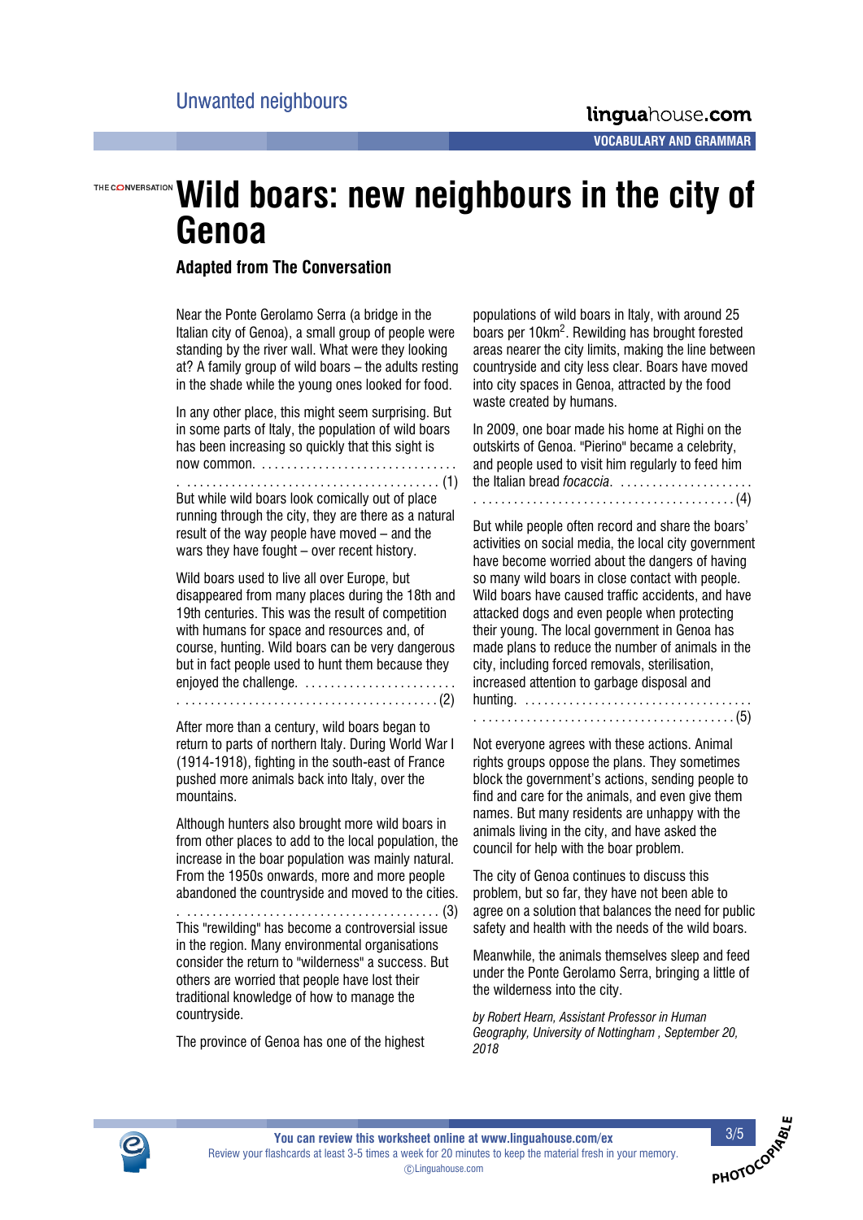# Wild boars: new neighbours in the city of Genoa

### Adapted from The Conversation

Near the Ponte Gerolamo Serra (a bridge in the Italian city of Genoa), a small group of people were standing by the river wall. What were they looking at? A family group of wild boars – the adults resting in the shade while the young ones looked for food.

In any other place, this might seem surprising. But in some parts of Italy, the population of wild boars has been increasing so quickly that this sight is now common. ........................................................................ (1) But while wild boars look comically out of place running through the city, they are there as a natural result of the way people have moved – and the wars they have fought – over recent history.

Wild boars used to live all over Europe, but disappeared from many places during the 18th and 19th centuries. This was the result of competition with humans for space and resources and, of course, hunting. Wild boars can be very dangerous but in fact people used to hunt them because they enjoyed the challenge. ........................................................................ (2)

After more than a century, wild boars began to return to parts of northern Italy. During World War I (1914-1918), fighting in the south-east of France pushed more animals back into Italy, over the mountains.

Although hunters also brought more wild boars in from other places to add to the local population, the increase in the boar population was mainly natural. From the 1950s onwards, more and more people abandoned the countryside and moved to the cities. ........................................................................ (3) This "rewilding" has become a controversial issue in the region. Many environmental organisations consider the return to "wilderness" a success. But others are worried that people have lost their traditional knowledge of how to manage the countryside.

The province of Genoa has one of the highest populations of wild boars in Italy, with around 25 boars per 10km$^2$. Rewilding has brought forested areas nearer the city limits, making the line between countryside and city less clear. Boars have moved into city spaces in Genoa, attracted by the food waste created by humans.

In 2009, one boar made his home at Righi on the outskirts of Genoa. "Pierino" became a celebrity, and people used to visit him regularly to feed him the Italian bread *focaccia*. ........................................................................ (4)

But while people often record and share the boars' activities on social media, the local city government have become worried about the dangers of having so many wild boars in close contact with people. Wild boars have caused traffic accidents, and have attacked dogs and even people when protecting their young. The local government in Genoa has made plans to reduce the number of animals in the city, including forced removals, sterilisation, increased attention to garbage disposal and hunting. ........................................................................ (5)

Not everyone agrees with these actions. Animal rights groups oppose the plans. They sometimes block the government's actions, sending people to find and care for the animals, and even give them names. But many residents are unhappy with the animals living in the city, and have asked the council for help with the boar problem.

The city of Genoa continues to discuss this problem, but so far, they have not been able to agree on a solution that balances the need for public safety and health with the needs of the wild boars.

Meanwhile, the animals themselves sleep and feed under the Ponte Gerolamo Serra, bringing a little of the wilderness into the city.

*by Robert Hearn, Assistant Professor in Human Geography, University of Nottingham , September 20, 2018*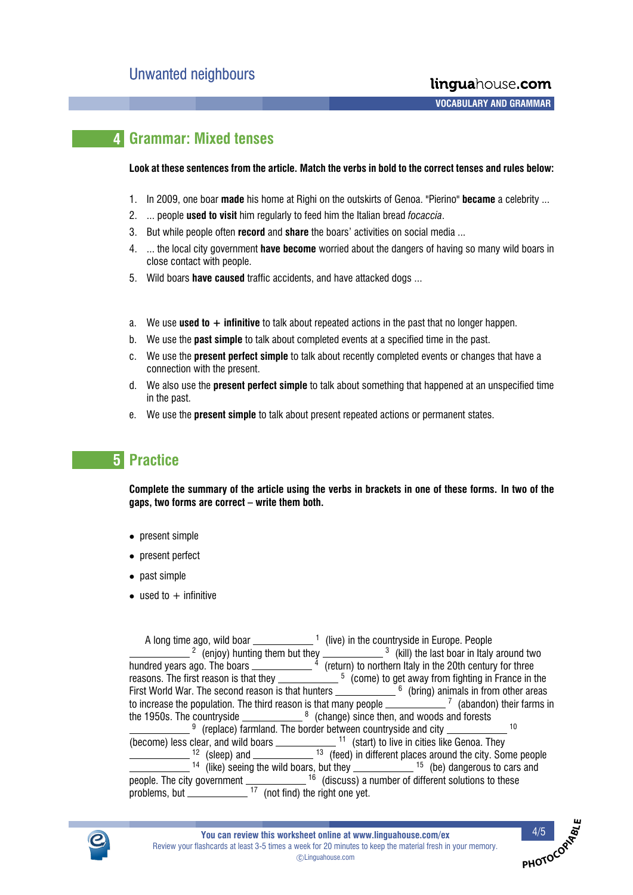## 4 Grammar: Mixed tenses

**Look at these sentences from the article. Match the verbs in bold to the correct tenses and rules below:**

1. In 2009, one boar **made** his home at Righi on the outskirts of Genoa. "Pierino" **became** a celebrity ...
2. ... people **used to visit** him regularly to feed him the Italian bread *focaccia*.
3. But while people often **record** and **share** the boars' activities on social media ...
4. ... the local city government **have become** worried about the dangers of having so many wild boars in close contact with people.
5. Wild boars **have caused** traffic accidents, and have attacked dogs ...

a. We use **used to + infinitive** to talk about repeated actions in the past that no longer happen.

b. We use the **past simple** to talk about completed events at a specified time in the past.

c. We use the **present perfect simple** to talk about recently completed events or changes that have a connection with the present.

d. We also use the **present perfect simple** to talk about something that happened at an unspecified time in the past.

e. We use the **present simple** to talk about present repeated actions or permanent states.

## 5 Practice

**Complete the summary of the article using the verbs in brackets in one of these forms. In two of the gaps, two forms are correct – write them both.**

- present simple
- present perfect
- past simple
- used to + infinitive

A long time ago, wild boar ___________ [1] (live) in the countryside in Europe. People ___________ [2] (enjoy) hunting them but they ___________ [3] (kill) the last boar in Italy around two hundred years ago. The boars ___________ [4] (return) to northern Italy in the 20th century for three reasons. The first reason is that they ___________ [5] (come) to get away from fighting in France in the First World War. The second reason is that hunters ___________ [6] (bring) animals in from other areas to increase the population. The third reason is that many people ___________ [7] (abandon) their farms in the 1950s. The countryside ___________ [8] (change) since then, and woods and forests ___________ [9] (replace) farmland. The border between countryside and city ___________ [10] (become) less clear, and wild boars ___________ [11] (start) to live in cities like Genoa. They ___________ [12] (sleep) and ___________ [13] (feed) in different places around the city. Some people ___________ [14] (like) seeing the wild boars, but they ___________ [15] (be) dangerous to cars and people. The city government ___________ [16] (discuss) a number of different solutions to these problems, but ___________ [17] (not find) the right one yet.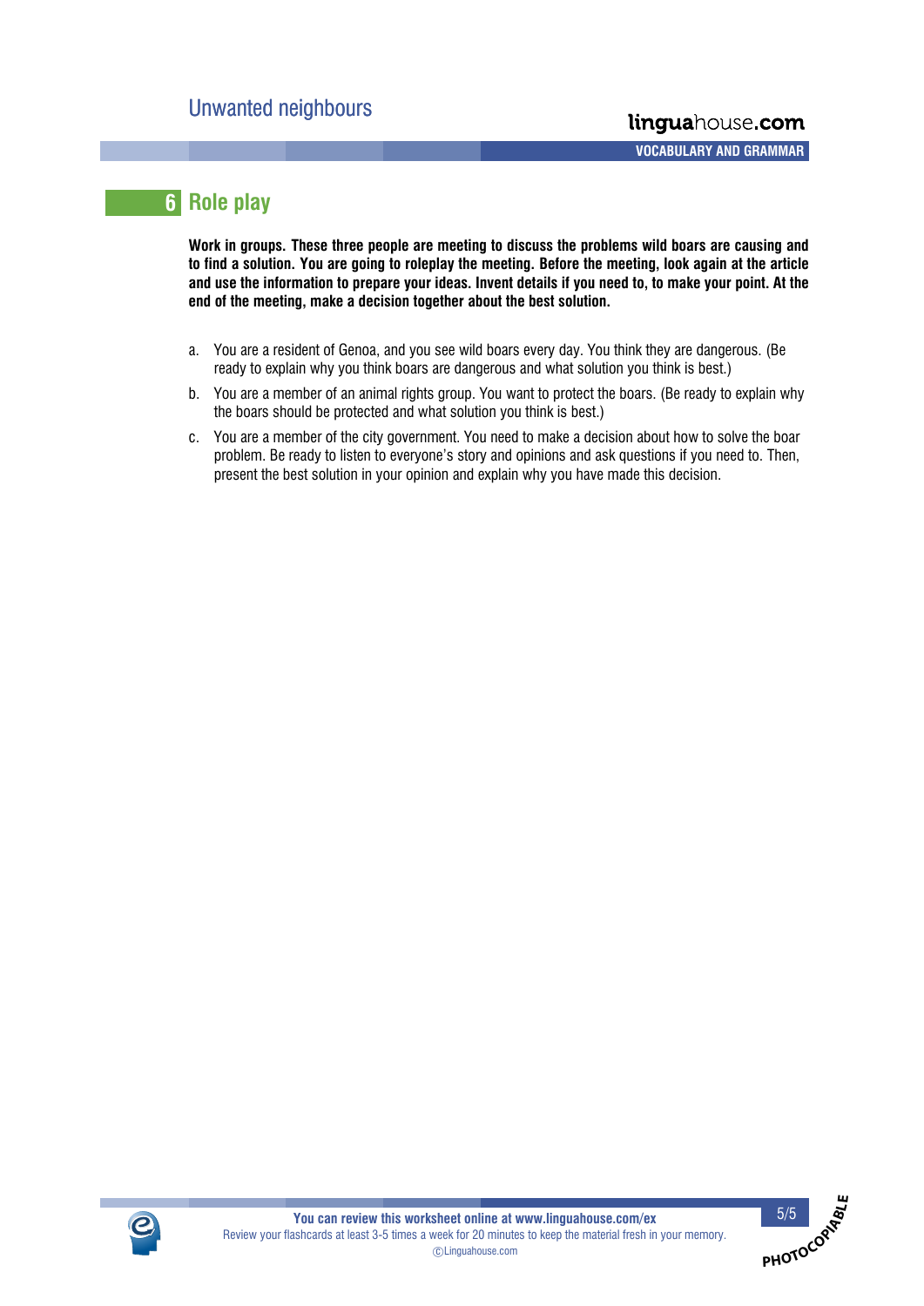## 6 Role play

**Work in groups. These three people are meeting to discuss the problems wild boars are causing and to find a solution. You are going to roleplay the meeting. Before the meeting, look again at the article and use the information to prepare your ideas. Invent details if you need to, to make your point. At the end of the meeting, make a decision together about the best solution.**

a. You are a resident of Genoa, and you see wild boars every day. You think they are dangerous. (Be ready to explain why you think boars are dangerous and what solution you think is best.)

b. You are a member of an animal rights group. You want to protect the boars. (Be ready to explain why the boars should be protected and what solution you think is best.)

c. You are a member of the city government. You need to make a decision about how to solve the boar problem. Be ready to listen to everyone's story and opinions and ask questions if you need to. Then, present the best solution in your opinion and explain why you have made this decision.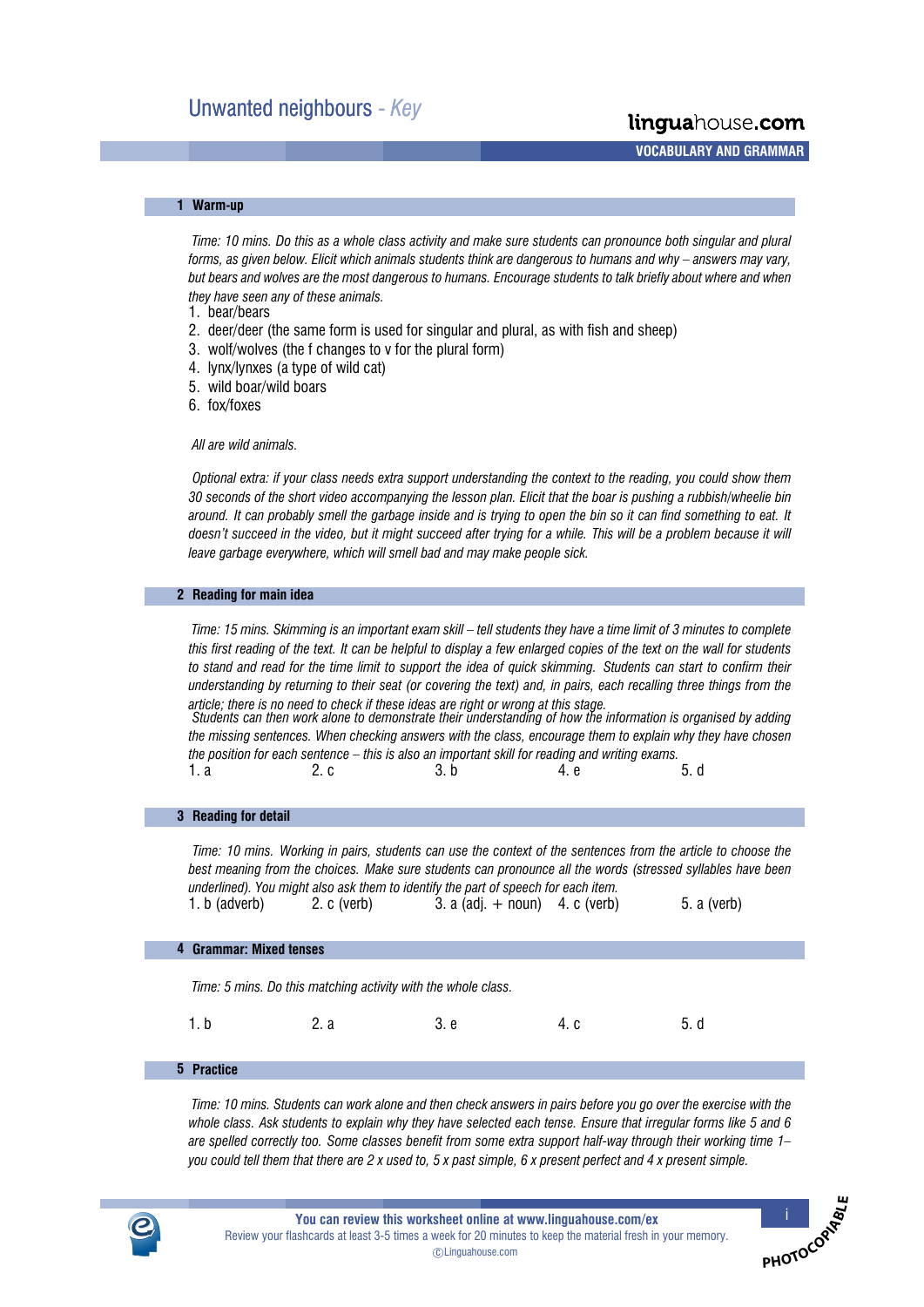# Unwanted neighbours - *Key*

**VOCABULARY AND GRAMMAR**

## 1 Warm-up

*Time: 10 mins. Do this as a whole class activity and make sure students can pronounce both singular and plural forms, as given below. Elicit which animals students think are dangerous to humans and why – answers may vary, but bears and wolves are the most dangerous to humans. Encourage students to talk briefly about where and when they have seen any of these animals.*

1. bear/bears
2. deer/deer (the same form is used for singular and plural, as with fish and sheep)
3. wolf/wolves (the f changes to v for the plural form)
4. lynx/lynxes (a type of wild cat)
5. wild boar/wild boars
6. fox/foxes

*All are wild animals.*

*Optional extra: if your class needs extra support understanding the context to the reading, you could show them 30 seconds of the short video accompanying the lesson plan. Elicit that the boar is pushing a rubbish/wheelie bin around. It can probably smell the garbage inside and is trying to open the bin so it can find something to eat. It doesn't succeed in the video, but it might succeed after trying for a while. This will be a problem because it will leave garbage everywhere, which will smell bad and may make people sick.*

## 2 Reading for main idea

*Time: 15 mins. Skimming is an important exam skill – tell students they have a time limit of 3 minutes to complete this first reading of the text. It can be helpful to display a few enlarged copies of the text on the wall for students to stand and read for the time limit to support the idea of quick skimming. Students can start to confirm their understanding by returning to their seat (or covering the text) and, in pairs, each recalling three things from the article; there is no need to check if these ideas are right or wrong at this stage.*
*Students can then work alone to demonstrate their understanding of how the information is organised by adding the missing sentences. When checking answers with the class, encourage them to explain why they have chosen the position for each sentence – this is also an important skill for reading and writing exams.*

1. a    2. c    3. b    4. e    5. d

## 3 Reading for detail

*Time: 10 mins. Working in pairs, students can use the context of the sentences from the article to choose the best meaning from the choices. Make sure students can pronounce all the words (stressed syllables have been underlined). You might also ask them to identify the part of speech for each item.*

1. b (adverb)    2. c (verb)    3. a (adj. + noun)    4. c (verb)    5. a (verb)

## 4 Grammar: Mixed tenses

*Time: 5 mins. Do this matching activity with the whole class.*

1. b    2. a    3. e    4. c    5. d

## 5 Practice

*Time: 10 mins. Students can work alone and then check answers in pairs before you go over the exercise with the whole class. Ask students to explain why they have selected each tense. Ensure that irregular forms like 5 and 6 are spelled correctly too. Some classes benefit from some extra support half-way through their working time 1– you could tell them that there are 2 x used to, 5 x past simple, 6 x present perfect and 4 x present simple.*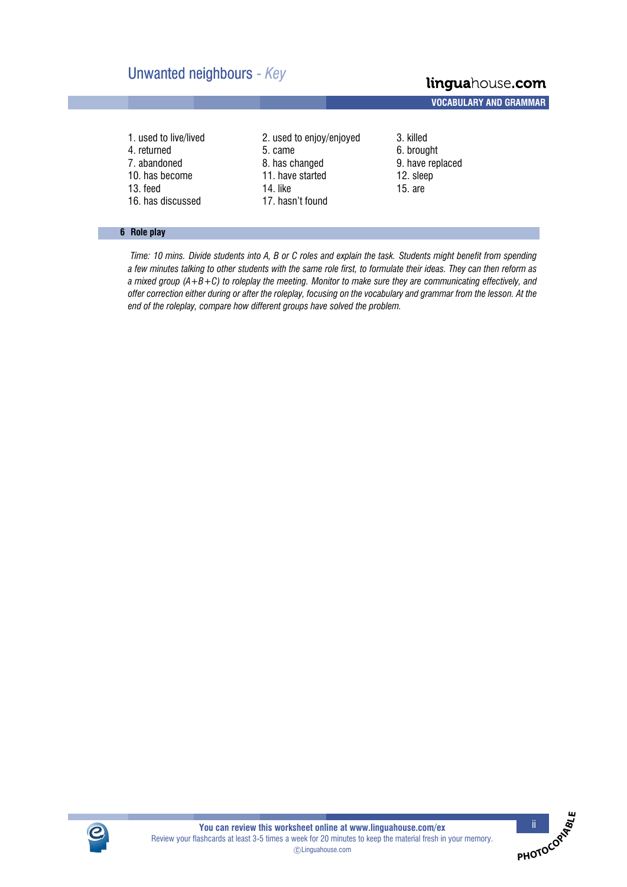# Unwanted neighbours - *Key*

**VOCABULARY AND GRAMMAR**

1. used to live/lived
2. used to enjoy/enjoyed
3. killed
4. returned
5. came
6. brought
7. abandoned
8. has changed
9. have replaced
10. has become
11. have started
12. sleep
13. feed
14. like
15. are
16. has discussed
17. hasn't found

## 6 Role play

*Time: 10 mins. Divide students into A, B or C roles and explain the task. Students might benefit from spending a few minutes talking to other students with the same role first, to formulate their ideas. They can then reform as a mixed group (A+B+C) to roleplay the meeting. Monitor to make sure they are communicating effectively, and offer correction either during or after the roleplay, focusing on the vocabulary and grammar from the lesson. At the end of the roleplay, compare how different groups have solved the problem.*